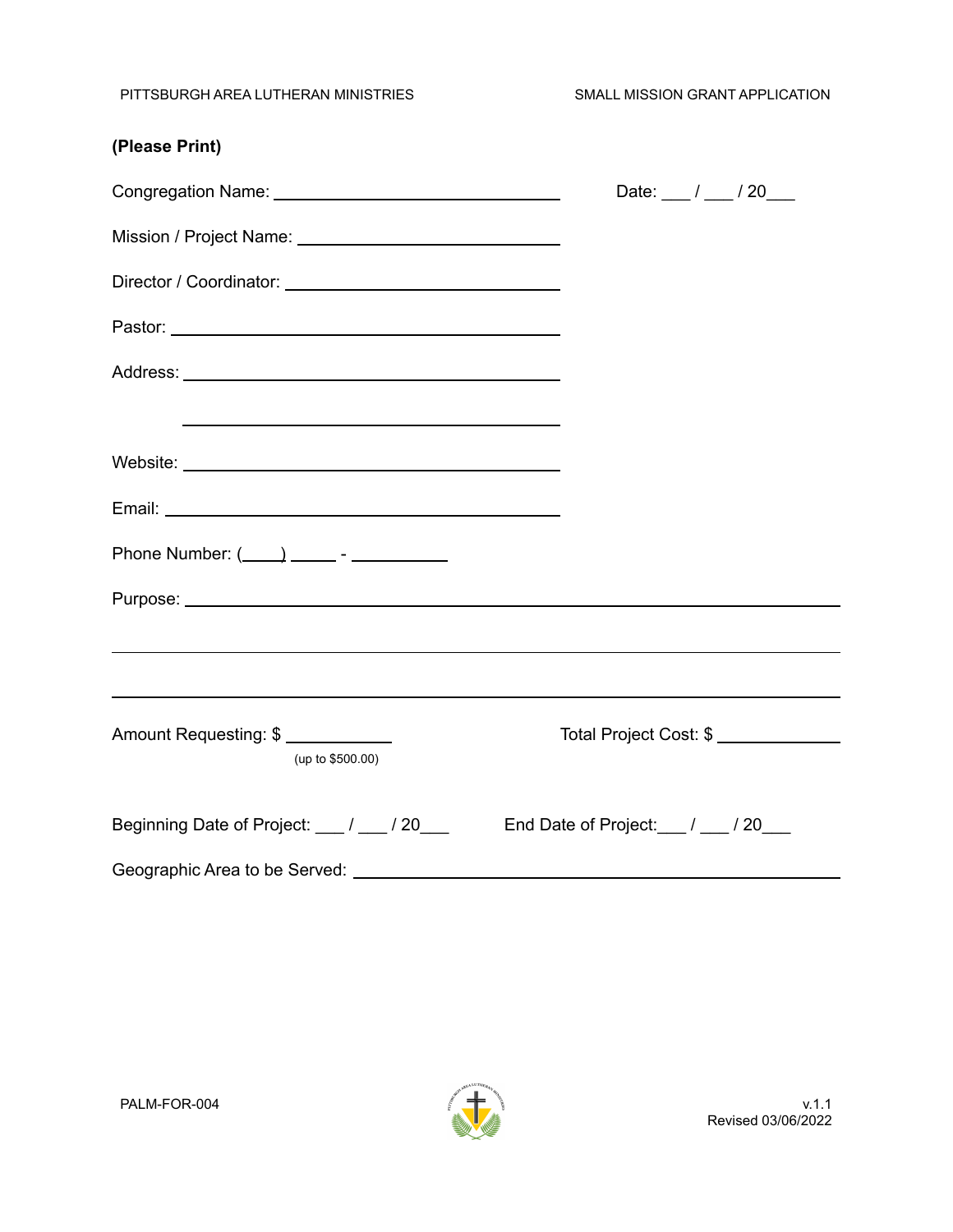PITTSBURGH AREA LUTHERAN MINISTRIES

SMALL MISSION GRANT APPLICATION

**(Please Print)**

Congregation Name: ______________________________ Date: ___ / ___ / 20___

Mission / Project Name: ______________________________

Director / Coordinator: ______________________________

Pastor: ______________________________

Address: ______________________________

______________________________

Website: ______________________________

Email: ______________________________

Phone Number: (____) _____ - __________

Purpose: ______________________________________________________________

______________________________________________________________

______________________________________________________________

Amount Requesting: $ ___________
(up to $500.00)

Total Project Cost: $ ___________

Beginning Date of Project: ___ / ___ / 20___ End Date of Project:___ / ___ / 20___

Geographic Area to be Served: ______________________________________________

PALM-FOR-004

v.1.1
Revised 03/06/2022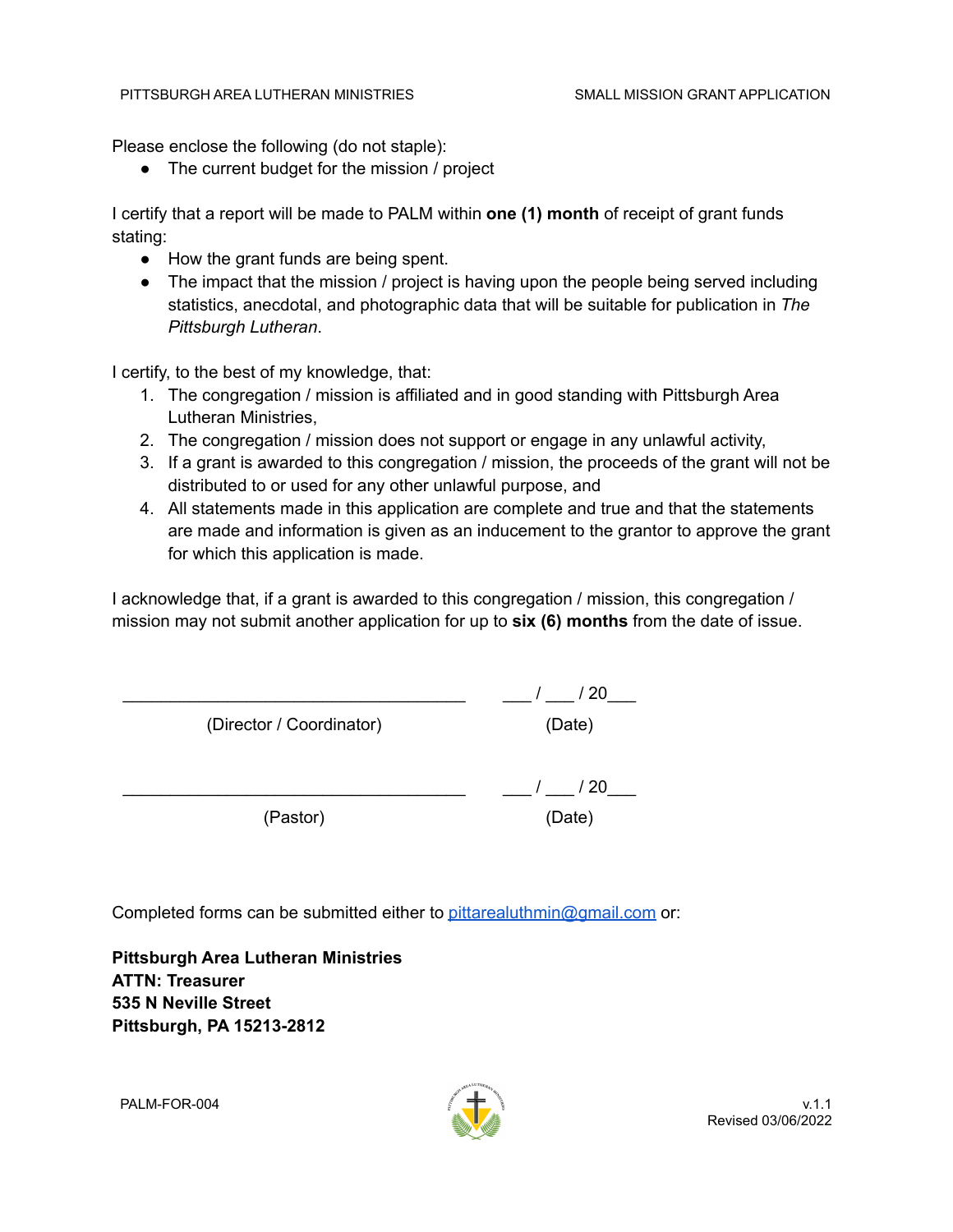Please enclose the following (do not staple):

- The current budget for the mission / project

I certify that a report will be made to PALM within **one (1) month** of receipt of grant funds stating:

- How the grant funds are being spent.
- The impact that the mission / project is having upon the people being served including statistics, anecdotal, and photographic data that will be suitable for publication in *The Pittsburgh Lutheran*.

I certify, to the best of my knowledge, that:

1. The congregation / mission is affiliated and in good standing with Pittsburgh Area Lutheran Ministries,
2. The congregation / mission does not support or engage in any unlawful activity,
3. If a grant is awarded to this congregation / mission, the proceeds of the grant will not be distributed to or used for any other unlawful purpose, and
4. All statements made in this application are complete and true and that the statements are made and information is given as an inducement to the grantor to approve the grant for which this application is made.

I acknowledge that, if a grant is awarded to this congregation / mission, this congregation / mission may not submit another application for up to **six (6) months** from the date of issue.

______________________________________ ___ / ___ / 20___

(Director / Coordinator) (Date)

______________________________________ ___ / ___ / 20___

(Pastor) (Date)

Completed forms can be submitted either to pittarealuthmin@gmail.com or:

**Pittsburgh Area Lutheran Ministries**
**ATTN: Treasurer**
**535 N Neville Street**
**Pittsburgh, PA 15213-2812**

PALM-FOR-004

v.1.1
Revised 03/06/2022